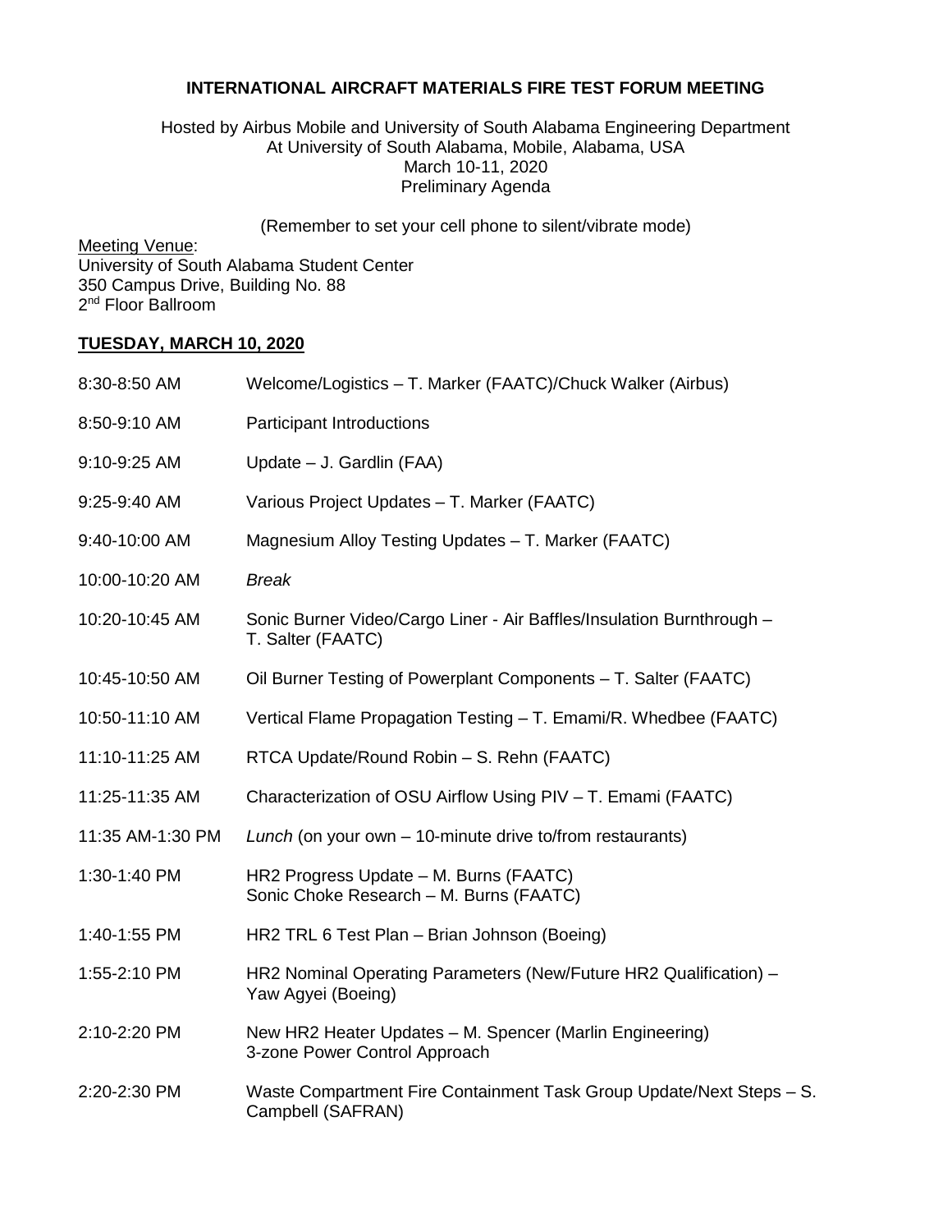# INTERNATIONAL AIRCRAFT MATERIALS FIRE TEST FORUM MEETING

Hosted by Airbus Mobile and University of South Alabama Engineering Department
At University of South Alabama, Mobile, Alabama, USA
March 10-11, 2020
Preliminary Agenda

(Remember to set your cell phone to silent/vibrate mode)

Meeting Venue:
University of South Alabama Student Center
350 Campus Drive, Building No. 88
2nd Floor Ballroom

## TUESDAY, MARCH 10, 2020

| | |
|---|---|
| 8:30-8:50 AM | Welcome/Logistics – T. Marker (FAATC)/Chuck Walker (Airbus) |
| 8:50-9:10 AM | Participant Introductions |
| 9:10-9:25 AM | Update – J. Gardlin (FAA) |
| 9:25-9:40 AM | Various Project Updates – T. Marker (FAATC) |
| 9:40-10:00 AM | Magnesium Alloy Testing Updates – T. Marker (FAATC) |
| 10:00-10:20 AM | *Break* |
| 10:20-10:45 AM | Sonic Burner Video/Cargo Liner - Air Baffles/Insulation Burnthrough – T. Salter (FAATC) |
| 10:45-10:50 AM | Oil Burner Testing of Powerplant Components – T. Salter (FAATC) |
| 10:50-11:10 AM | Vertical Flame Propagation Testing – T. Emami/R. Whedbee (FAATC) |
| 11:10-11:25 AM | RTCA Update/Round Robin – S. Rehn (FAATC) |
| 11:25-11:35 AM | Characterization of OSU Airflow Using PIV – T. Emami (FAATC) |
| 11:35 AM-1:30 PM | *Lunch* (on your own – 10-minute drive to/from restaurants) |
| 1:30-1:40 PM | HR2 Progress Update – M. Burns (FAATC)<br>Sonic Choke Research – M. Burns (FAATC) |
| 1:40-1:55 PM | HR2 TRL 6 Test Plan – Brian Johnson (Boeing) |
| 1:55-2:10 PM | HR2 Nominal Operating Parameters (New/Future HR2 Qualification) – Yaw Agyei (Boeing) |
| 2:10-2:20 PM | New HR2 Heater Updates – M. Spencer (Marlin Engineering)<br>3-zone Power Control Approach |
| 2:20-2:30 PM | Waste Compartment Fire Containment Task Group Update/Next Steps – S. Campbell (SAFRAN) |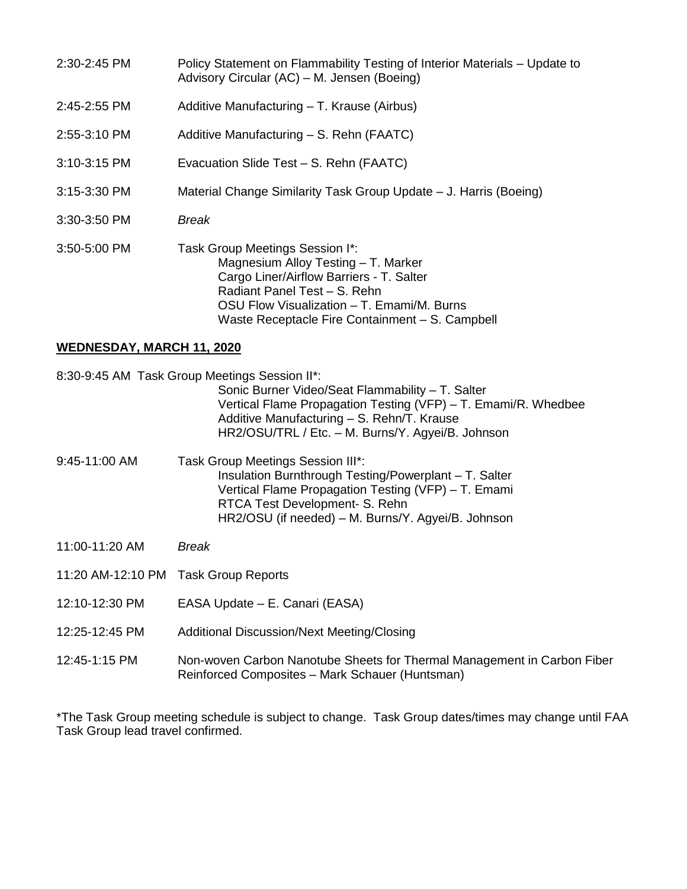2:30-2:45 PM Policy Statement on Flammability Testing of Interior Materials – Update to Advisory Circular (AC) – M. Jensen (Boeing)

2:45-2:55 PM Additive Manufacturing – T. Krause (Airbus)

2:55-3:10 PM Additive Manufacturing – S. Rehn (FAATC)

3:10-3:15 PM Evacuation Slide Test – S. Rehn (FAATC)

3:15-3:30 PM Material Change Similarity Task Group Update – J. Harris (Boeing)

3:30-3:50 PM *Break*

3:50-5:00 PM Task Group Meetings Session I*:
- Magnesium Alloy Testing – T. Marker
- Cargo Liner/Airflow Barriers - T. Salter
- Radiant Panel Test – S. Rehn
- OSU Flow Visualization – T. Emami/M. Burns
- Waste Receptacle Fire Containment – S. Campbell

## WEDNESDAY, MARCH 11, 2020

8:30-9:45 AM Task Group Meetings Session II*:
- Sonic Burner Video/Seat Flammability – T. Salter
- Vertical Flame Propagation Testing (VFP) – T. Emami/R. Whedbee
- Additive Manufacturing – S. Rehn/T. Krause
- HR2/OSU/TRL / Etc. – M. Burns/Y. Agyei/B. Johnson

9:45-11:00 AM Task Group Meetings Session III*:
- Insulation Burnthrough Testing/Powerplant – T. Salter
- Vertical Flame Propagation Testing (VFP) – T. Emami
- RTCA Test Development- S. Rehn
- HR2/OSU (if needed) – M. Burns/Y. Agyei/B. Johnson

11:00-11:20 AM *Break*

11:20 AM-12:10 PM Task Group Reports

12:10-12:30 PM EASA Update – E. Canari (EASA)

12:25-12:45 PM Additional Discussion/Next Meeting/Closing

12:45-1:15 PM Non-woven Carbon Nanotube Sheets for Thermal Management in Carbon Fiber Reinforced Composites – Mark Schauer (Huntsman)

*The Task Group meeting schedule is subject to change. Task Group dates/times may change until FAA Task Group lead travel confirmed.